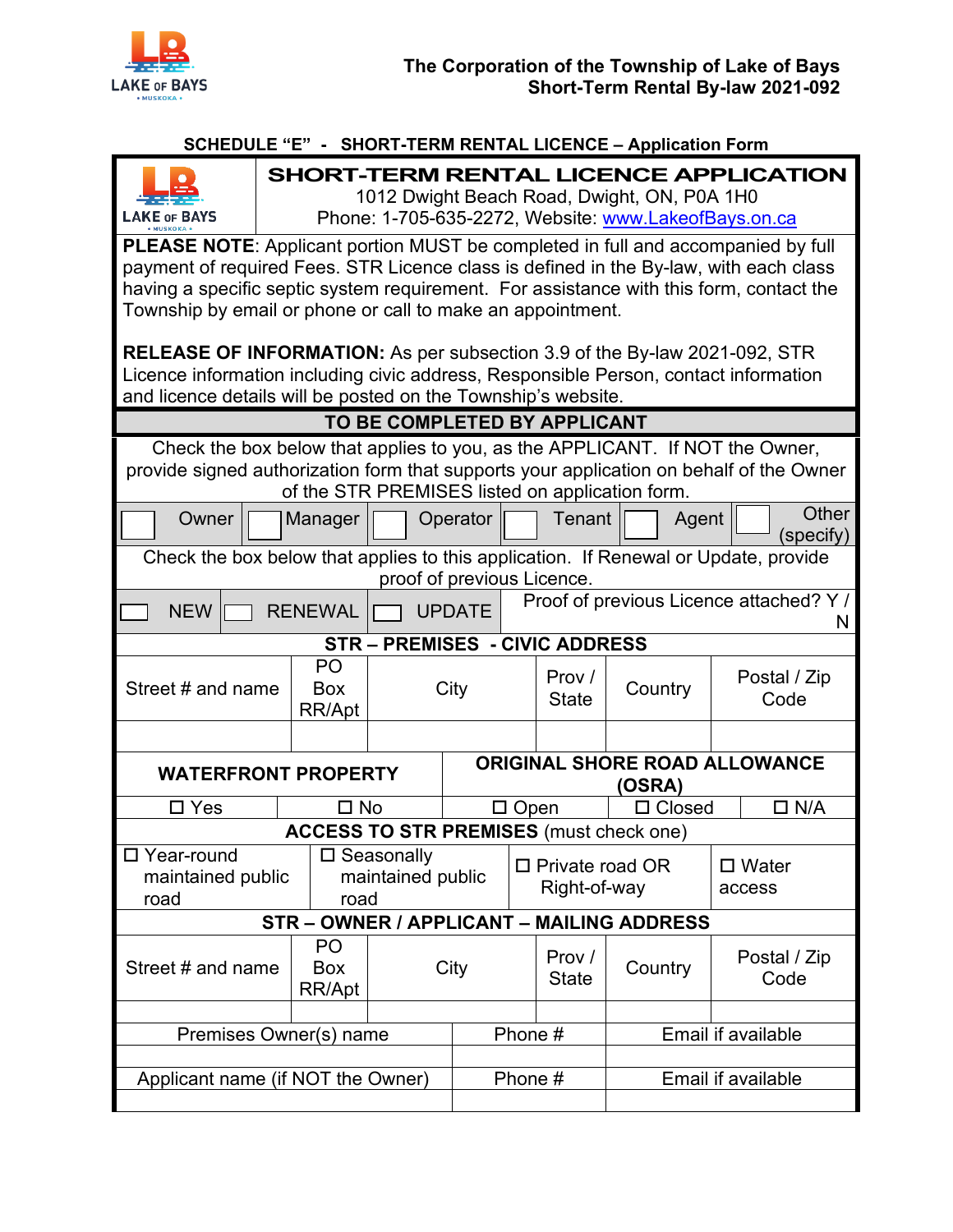**The Corporation of the Township of Lake of Bays**
**Short-Term Rental By-law 2021-092**

## SCHEDULE "E" - SHORT-TERM RENTAL LICENCE – Application Form

## SHORT-TERM RENTAL LICENCE APPLICATION

1012 Dwight Beach Road, Dwight, ON, P0A 1H0
Phone: 1-705-635-2272, Website: www.LakeofBays.on.ca

**PLEASE NOTE**: Applicant portion MUST be completed in full and accompanied by full payment of required Fees. STR Licence class is defined in the By-law, with each class having a specific septic system requirement. For assistance with this form, contact the Township by email or phone or call to make an appointment.

**RELEASE OF INFORMATION:** As per subsection 3.9 of the By-law 2021-092, STR Licence information including civic address, Responsible Person, contact information and licence details will be posted on the Township's website.

### TO BE COMPLETED BY APPLICANT

Check the box below that applies to you, as the APPLICANT. If NOT the Owner, provide signed authorization form that supports your application on behalf of the Owner of the STR PREMISES listed on application form.

| ☐ Owner | ☐ Manager | ☐ Operator | ☐ Tenant | ☐ Agent | ☐ Other (specify) |
|---|---|---|---|---|---|

Check the box below that applies to this application. If Renewal or Update, provide proof of previous Licence.

| ☐ NEW | ☐ RENEWAL | ☐ UPDATE | Proof of previous Licence attached? Y / N |
|---|---|---|---|

### STR – PREMISES - CIVIC ADDRESS

| Street # and name | PO Box RR/Apt | City | Prov / State | Country | Postal / Zip Code |
|---|---|---|---|---|---|
| | | | | | |

| WATERFRONT PROPERTY | | ORIGINAL SHORE ROAD ALLOWANCE (OSRA) | | |
|---|---|---|---|---|
| ☐ Yes | ☐ No | ☐ Open | ☐ Closed | ☐ N/A |

### ACCESS TO STR PREMISES (must check one)

| ☐ Year-round maintained public road | ☐ Seasonally maintained public road | ☐ Private road OR Right-of-way | ☐ Water access |
|---|---|---|---|

### STR – OWNER / APPLICANT – MAILING ADDRESS

| Street # and name | PO Box RR/Apt | City | Prov / State | Country | Postal / Zip Code |
|---|---|---|---|---|---|
| | | | | | |

| Premises Owner(s) name | Phone # | Email if available |
|---|---|---|
| | | |

| Applicant name (if NOT the Owner) | Phone # | Email if available |
|---|---|---|
| | | |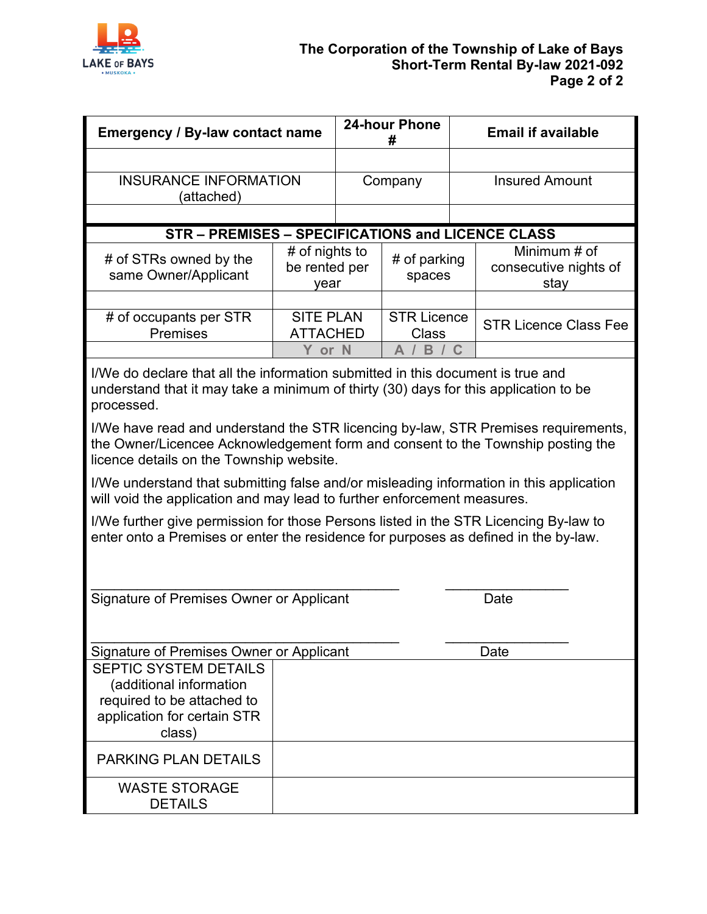| Emergency / By-law contact name | 24-hour Phone # | Email if available |
|---|---|---|
| | | |
| INSURANCE INFORMATION (attached) | Company | Insured Amount |
| | | |

| STR – PREMISES – SPECIFICATIONS and LICENCE CLASS | | | |
|---|---|---|---|
| # of STRs owned by the same Owner/Applicant | # of nights to be rented per year | # of parking spaces | Minimum # of consecutive nights of stay |
| | | | |
| # of occupants per STR Premises | SITE PLAN ATTACHED | STR Licence Class | STR Licence Class Fee |
| | Y or N | A / B / C | |

I/We do declare that all the information submitted in this document is true and understand that it may take a minimum of thirty (30) days for this application to be processed.

I/We have read and understand the STR licencing by-law, STR Premises requirements, the Owner/Licencee Acknowledgement form and consent to the Township posting the licence details on the Township website.

I/We understand that submitting false and/or misleading information in this application will void the application and may lead to further enforcement measures.

I/We further give permission for those Persons listed in the STR Licencing By-law to enter onto a Premises or enter the residence for purposes as defined in the by-law.

\_\_\_\_\_\_\_\_\_\_\_\_\_\_\_\_\_\_\_\_\_\_\_\_\_\_\_\_\_\_\_\_\_\_\_\_\_\_\_ \_\_\_\_\_\_\_\_\_\_\_\_\_\_\_\_
Signature of Premises Owner or Applicant Date

\_\_\_\_\_\_\_\_\_\_\_\_\_\_\_\_\_\_\_\_\_\_\_\_\_\_\_\_\_\_\_\_\_\_\_\_\_\_\_ \_\_\_\_\_\_\_\_\_\_\_\_\_\_\_\_
Signature of Premises Owner or Applicant Date

| | |
|---|---|
| SEPTIC SYSTEM DETAILS (additional information required to be attached to application for certain STR class) | |
| PARKING PLAN DETAILS | |
| WASTE STORAGE DETAILS | |